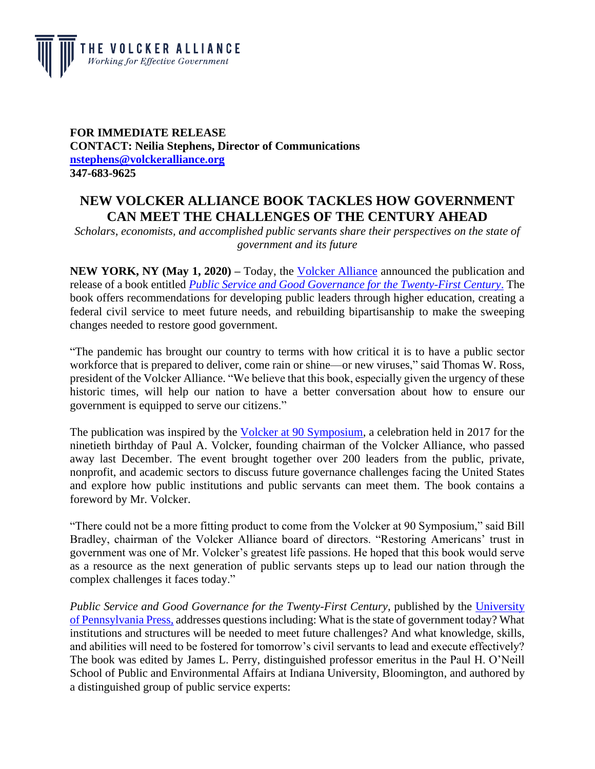THE VOLCKER ALLIANCE
*Working for Effective Government*

**FOR IMMEDIATE RELEASE**
**CONTACT: Neilia Stephens, Director of Communications**
**nstephens@volckeralliance.org**
**347-683-9625**

# NEW VOLCKER ALLIANCE BOOK TACKLES HOW GOVERNMENT CAN MEET THE CHALLENGES OF THE CENTURY AHEAD

*Scholars, economists, and accomplished public servants share their perspectives on the state of government and its future*

**NEW YORK, NY (May 1, 2020) –** Today, the Volcker Alliance announced the publication and release of a book entitled *Public Service and Good Governance for the Twenty-First Century*. The book offers recommendations for developing public leaders through higher education, creating a federal civil service to meet future needs, and rebuilding bipartisanship to make the sweeping changes needed to restore good government.

"The pandemic has brought our country to terms with how critical it is to have a public sector workforce that is prepared to deliver, come rain or shine—or new viruses," said Thomas W. Ross, president of the Volcker Alliance. "We believe that this book, especially given the urgency of these historic times, will help our nation to have a better conversation about how to ensure our government is equipped to serve our citizens."

The publication was inspired by the Volcker at 90 Symposium, a celebration held in 2017 for the ninetieth birthday of Paul A. Volcker, founding chairman of the Volcker Alliance, who passed away last December. The event brought together over 200 leaders from the public, private, nonprofit, and academic sectors to discuss future governance challenges facing the United States and explore how public institutions and public servants can meet them. The book contains a foreword by Mr. Volcker.

"There could not be a more fitting product to come from the Volcker at 90 Symposium," said Bill Bradley, chairman of the Volcker Alliance board of directors. "Restoring Americans' trust in government was one of Mr. Volcker's greatest life passions. He hoped that this book would serve as a resource as the next generation of public servants steps up to lead our nation through the complex challenges it faces today."

*Public Service and Good Governance for the Twenty-First Century*, published by the University of Pennsylvania Press, addresses questions including: What is the state of government today? What institutions and structures will be needed to meet future challenges? And what knowledge, skills, and abilities will need to be fostered for tomorrow's civil servants to lead and execute effectively? The book was edited by James L. Perry, distinguished professor emeritus in the Paul H. O'Neill School of Public and Environmental Affairs at Indiana University, Bloomington, and authored by a distinguished group of public service experts: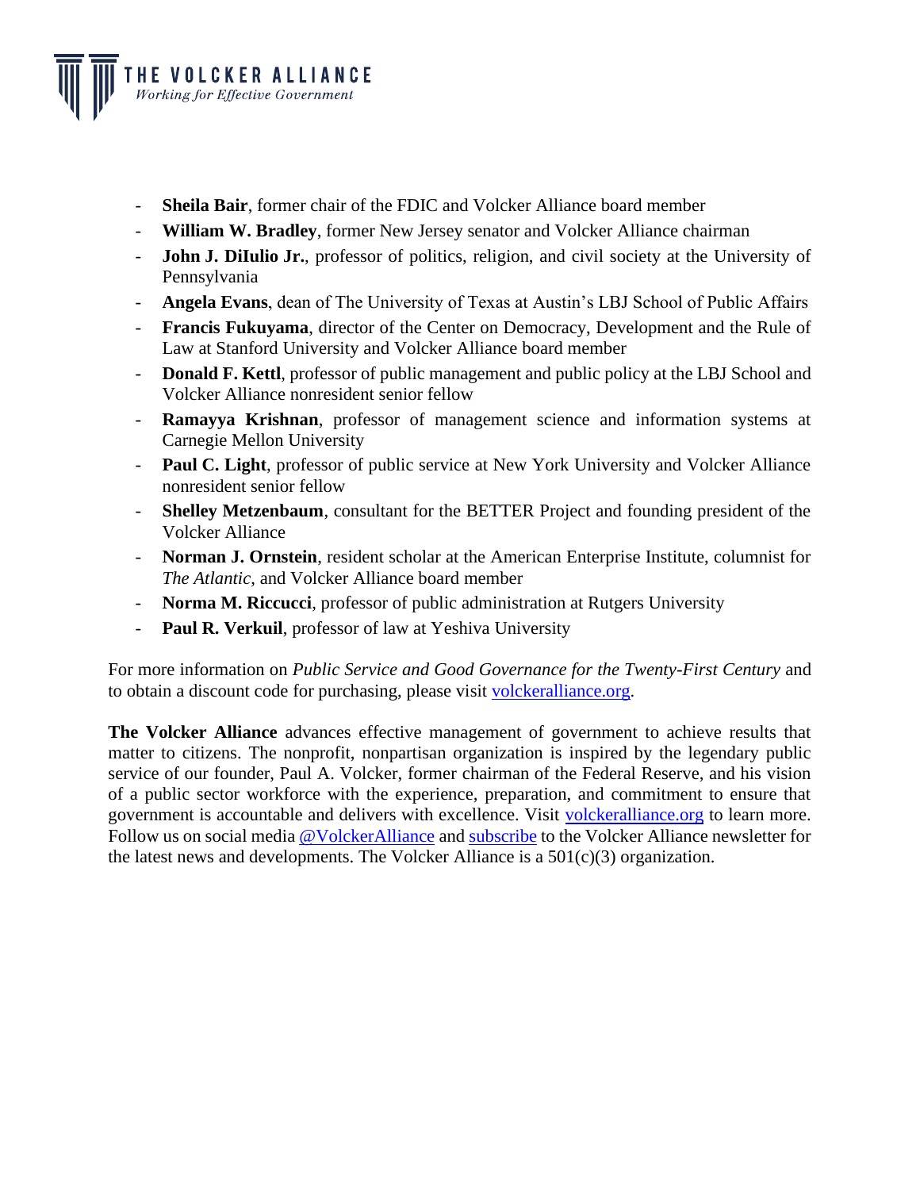- **Sheila Bair**, former chair of the FDIC and Volcker Alliance board member
- **William W. Bradley**, former New Jersey senator and Volcker Alliance chairman
- **John J. DiIulio Jr.**, professor of politics, religion, and civil society at the University of Pennsylvania
- **Angela Evans**, dean of The University of Texas at Austin's LBJ School of Public Affairs
- **Francis Fukuyama**, director of the Center on Democracy, Development and the Rule of Law at Stanford University and Volcker Alliance board member
- **Donald F. Kettl**, professor of public management and public policy at the LBJ School and Volcker Alliance nonresident senior fellow
- **Ramayya Krishnan**, professor of management science and information systems at Carnegie Mellon University
- **Paul C. Light**, professor of public service at New York University and Volcker Alliance nonresident senior fellow
- **Shelley Metzenbaum**, consultant for the BETTER Project and founding president of the Volcker Alliance
- **Norman J. Ornstein**, resident scholar at the American Enterprise Institute, columnist for *The Atlantic*, and Volcker Alliance board member
- **Norma M. Riccucci**, professor of public administration at Rutgers University
- **Paul R. Verkuil**, professor of law at Yeshiva University

For more information on *Public Service and Good Governance for the Twenty-First Century* and to obtain a discount code for purchasing, please visit volckeralliance.org.

**The Volcker Alliance** advances effective management of government to achieve results that matter to citizens. The nonprofit, nonpartisan organization is inspired by the legendary public service of our founder, Paul A. Volcker, former chairman of the Federal Reserve, and his vision of a public sector workforce with the experience, preparation, and commitment to ensure that government is accountable and delivers with excellence. Visit volckeralliance.org to learn more. Follow us on social media @VolckerAlliance and subscribe to the Volcker Alliance newsletter for the latest news and developments. The Volcker Alliance is a 501(c)(3) organization.